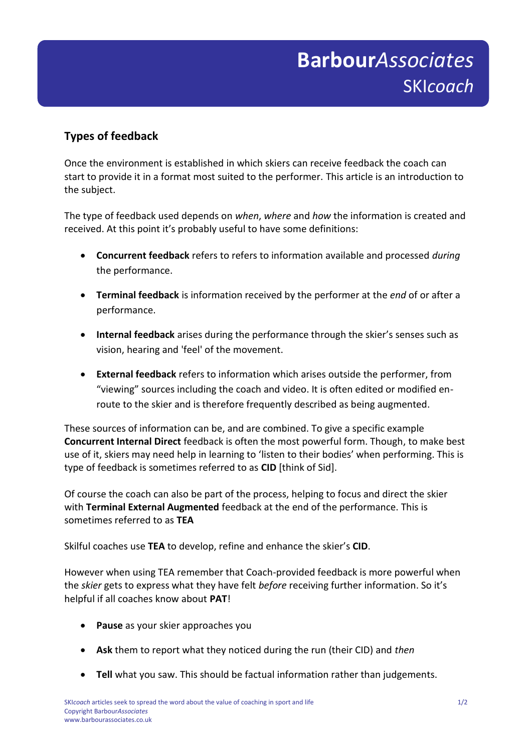# **Barbour***Associates*
## SKI*coach*

### Types of feedback

Once the environment is established in which skiers can receive feedback the coach can start to provide it in a format most suited to the performer. This article is an introduction to the subject.

The type of feedback used depends on *when*, *where* and *how* the information is created and received. At this point it's probably useful to have some definitions:

- **Concurrent feedback** refers to refers to information available and processed *during* the performance.
- **Terminal feedback** is information received by the performer at the *end* of or after a performance.
- **Internal feedback** arises during the performance through the skier's senses such as vision, hearing and 'feel' of the movement.
- **External feedback** refers to information which arises outside the performer, from "viewing" sources including the coach and video. It is often edited or modified en-route to the skier and is therefore frequently described as being augmented.

These sources of information can be, and are combined. To give a specific example **Concurrent Internal Direct** feedback is often the most powerful form. Though, to make best use of it, skiers may need help in learning to 'listen to their bodies' when performing. This is type of feedback is sometimes referred to as **CID** [think of Sid].

Of course the coach can also be part of the process, helping to focus and direct the skier with **Terminal External Augmented** feedback at the end of the performance. This is sometimes referred to as **TEA**

Skilful coaches use **TEA** to develop, refine and enhance the skier's **CID**.

However when using TEA remember that Coach-provided feedback is more powerful when the *skier* gets to express what they have felt *before* receiving further information. So it's helpful if all coaches know about **PAT**!

- **Pause** as your skier approaches you
- **Ask** them to report what they noticed during the run (their CID) and *then*
- **Tell** what you saw. This should be factual information rather than judgements.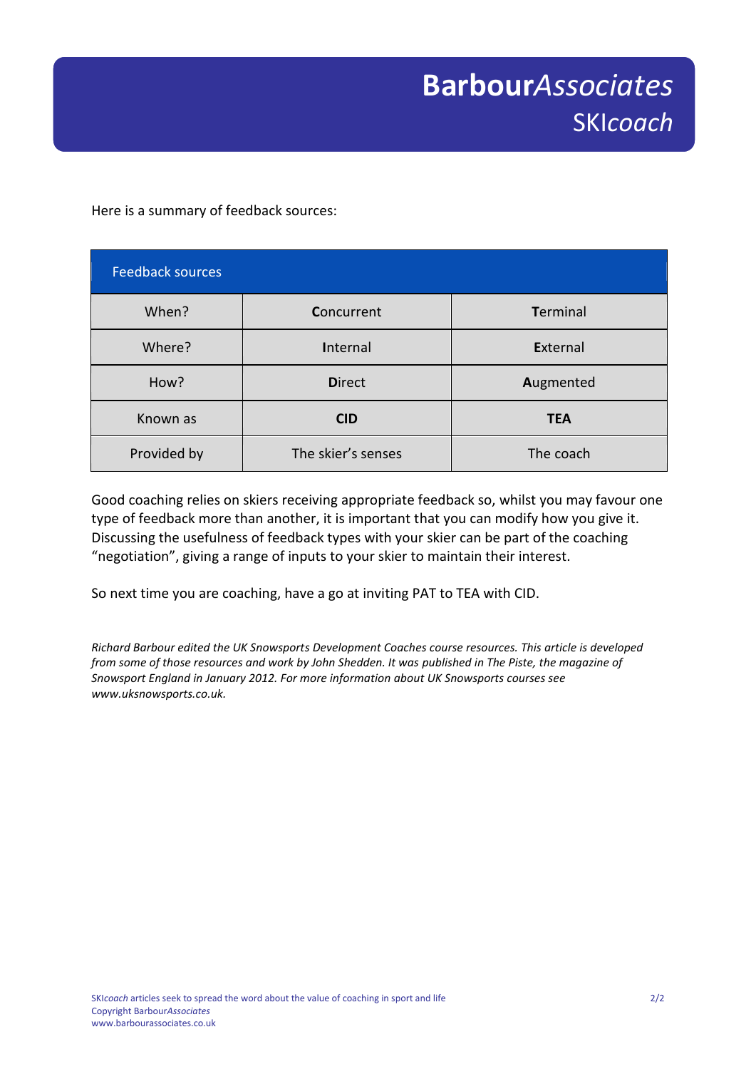Here is a summary of feedback sources:

| Feedback sources | | |
|---|---|---|
| When? | **C**oncurrent | **T**erminal |
| Where? | **I**nternal | **E**xternal |
| How? | **D**irect | **A**ugmented |
| Known as | **CID** | **TEA** |
| Provided by | The skier's senses | The coach |

Good coaching relies on skiers receiving appropriate feedback so, whilst you may favour one type of feedback more than another, it is important that you can modify how you give it. Discussing the usefulness of feedback types with your skier can be part of the coaching "negotiation", giving a range of inputs to your skier to maintain their interest.

So next time you are coaching, have a go at inviting PAT to TEA with CID.

*Richard Barbour edited the UK Snowsports Development Coaches course resources. This article is developed from some of those resources and work by John Shedden. It was published in The Piste, the magazine of Snowsport England in January 2012. For more information about UK Snowsports courses see www.uksnowsports.co.uk.*